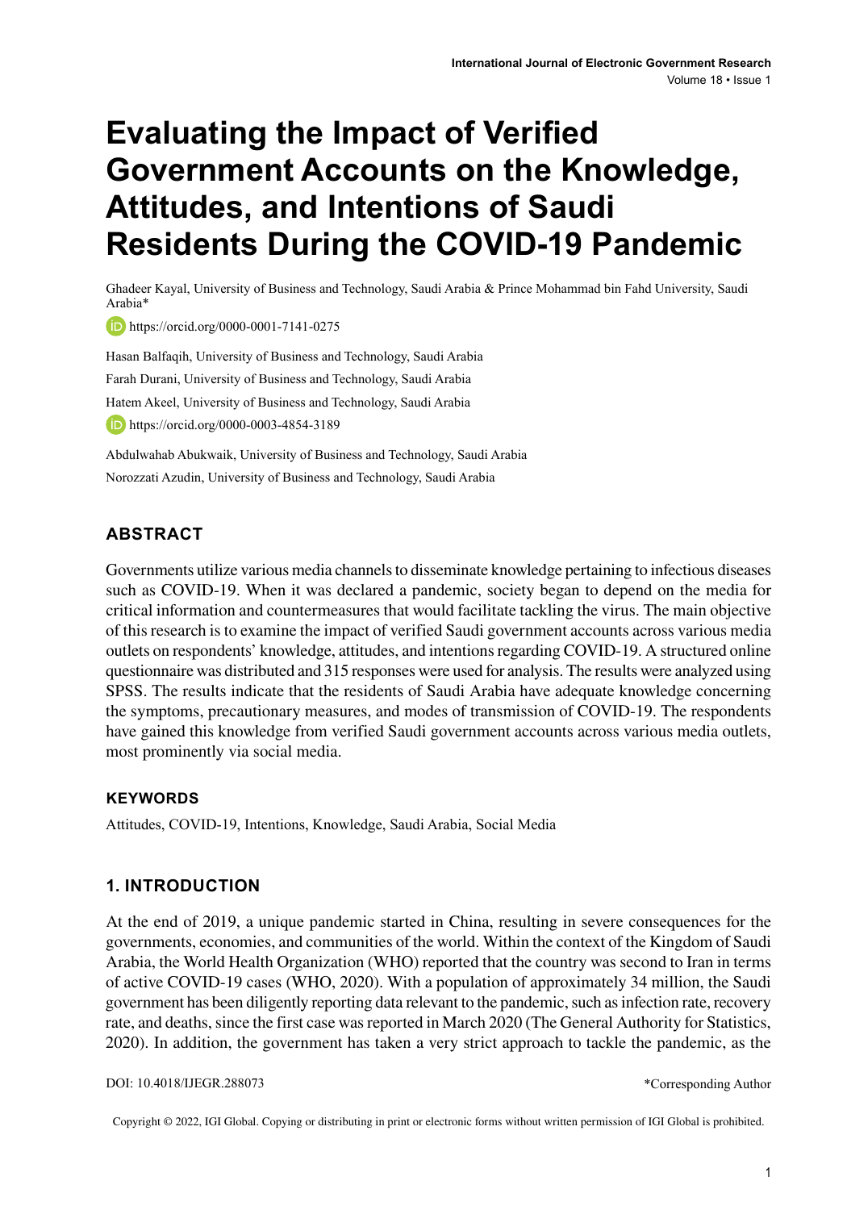# Evaluating the Impact of Verified Government Accounts on the Knowledge, Attitudes, and Intentions of Saudi Residents During the COVID-19 Pandemic

Ghadeer Kayal, University of Business and Technology, Saudi Arabia & Prince Mohammad bin Fahd University, Saudi Arabia*

https://orcid.org/0000-0001-7141-0275

Hasan Balfaqih, University of Business and Technology, Saudi Arabia

Farah Durani, University of Business and Technology, Saudi Arabia

Hatem Akeel, University of Business and Technology, Saudi Arabia

https://orcid.org/0000-0003-4854-3189

Abdulwahab Abukwaik, University of Business and Technology, Saudi Arabia

Norozzati Azudin, University of Business and Technology, Saudi Arabia

## ABSTRACT

Governments utilize various media channels to disseminate knowledge pertaining to infectious diseases such as COVID-19. When it was declared a pandemic, society began to depend on the media for critical information and countermeasures that would facilitate tackling the virus. The main objective of this research is to examine the impact of verified Saudi government accounts across various media outlets on respondents' knowledge, attitudes, and intentions regarding COVID-19. A structured online questionnaire was distributed and 315 responses were used for analysis. The results were analyzed using SPSS. The results indicate that the residents of Saudi Arabia have adequate knowledge concerning the symptoms, precautionary measures, and modes of transmission of COVID-19. The respondents have gained this knowledge from verified Saudi government accounts across various media outlets, most prominently via social media.

### KEYWORDS

Attitudes, COVID-19, Intentions, Knowledge, Saudi Arabia, Social Media

## 1. INTRODUCTION

At the end of 2019, a unique pandemic started in China, resulting in severe consequences for the governments, economies, and communities of the world. Within the context of the Kingdom of Saudi Arabia, the World Health Organization (WHO) reported that the country was second to Iran in terms of active COVID-19 cases (WHO, 2020). With a population of approximately 34 million, the Saudi government has been diligently reporting data relevant to the pandemic, such as infection rate, recovery rate, and deaths, since the first case was reported in March 2020 (The General Authority for Statistics, 2020). In addition, the government has taken a very strict approach to tackle the pandemic, as the

DOI: 10.4018/IJEGR.288073

*Corresponding Author

Copyright © 2022, IGI Global. Copying or distributing in print or electronic forms without written permission of IGI Global is prohibited.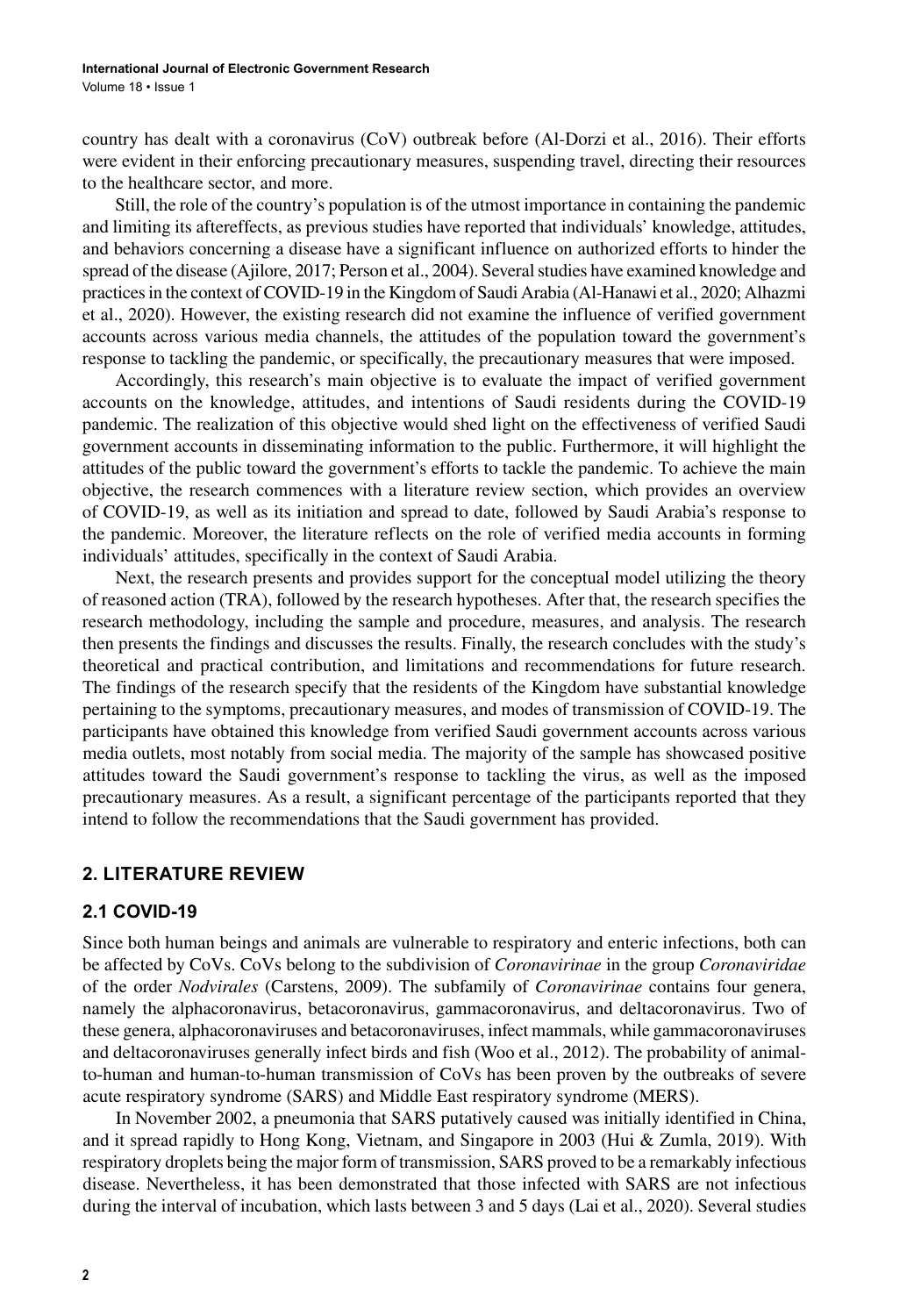country has dealt with a coronavirus (CoV) outbreak before (Al-Dorzi et al., 2016). Their efforts were evident in their enforcing precautionary measures, suspending travel, directing their resources to the healthcare sector, and more.

Still, the role of the country's population is of the utmost importance in containing the pandemic and limiting its aftereffects, as previous studies have reported that individuals' knowledge, attitudes, and behaviors concerning a disease have a significant influence on authorized efforts to hinder the spread of the disease (Ajilore, 2017; Person et al., 2004). Several studies have examined knowledge and practices in the context of COVID-19 in the Kingdom of Saudi Arabia (Al-Hanawi et al., 2020; Alhazmi et al., 2020). However, the existing research did not examine the influence of verified government accounts across various media channels, the attitudes of the population toward the government's response to tackling the pandemic, or specifically, the precautionary measures that were imposed.

Accordingly, this research's main objective is to evaluate the impact of verified government accounts on the knowledge, attitudes, and intentions of Saudi residents during the COVID-19 pandemic. The realization of this objective would shed light on the effectiveness of verified Saudi government accounts in disseminating information to the public. Furthermore, it will highlight the attitudes of the public toward the government's efforts to tackle the pandemic. To achieve the main objective, the research commences with a literature review section, which provides an overview of COVID-19, as well as its initiation and spread to date, followed by Saudi Arabia's response to the pandemic. Moreover, the literature reflects on the role of verified media accounts in forming individuals' attitudes, specifically in the context of Saudi Arabia.

Next, the research presents and provides support for the conceptual model utilizing the theory of reasoned action (TRA), followed by the research hypotheses. After that, the research specifies the research methodology, including the sample and procedure, measures, and analysis. The research then presents the findings and discusses the results. Finally, the research concludes with the study's theoretical and practical contribution, and limitations and recommendations for future research. The findings of the research specify that the residents of the Kingdom have substantial knowledge pertaining to the symptoms, precautionary measures, and modes of transmission of COVID-19. The participants have obtained this knowledge from verified Saudi government accounts across various media outlets, most notably from social media. The majority of the sample has showcased positive attitudes toward the Saudi government's response to tackling the virus, as well as the imposed precautionary measures. As a result, a significant percentage of the participants reported that they intend to follow the recommendations that the Saudi government has provided.

## 2. LITERATURE REVIEW

### 2.1 COVID-19

Since both human beings and animals are vulnerable to respiratory and enteric infections, both can be affected by CoVs. CoVs belong to the subdivision of *Coronavirinae* in the group *Coronaviridae* of the order *Nodvirales* (Carstens, 2009). The subfamily of *Coronavirinae* contains four genera, namely the alphacoronavirus, betacoronavirus, gammacoronavirus, and deltacoronavirus. Two of these genera, alphacoronaviruses and betacoronaviruses, infect mammals, while gammacoronaviruses and deltacoronaviruses generally infect birds and fish (Woo et al., 2012). The probability of animal-to-human and human-to-human transmission of CoVs has been proven by the outbreaks of severe acute respiratory syndrome (SARS) and Middle East respiratory syndrome (MERS).

In November 2002, a pneumonia that SARS putatively caused was initially identified in China, and it spread rapidly to Hong Kong, Vietnam, and Singapore in 2003 (Hui & Zumla, 2019). With respiratory droplets being the major form of transmission, SARS proved to be a remarkably infectious disease. Nevertheless, it has been demonstrated that those infected with SARS are not infectious during the interval of incubation, which lasts between 3 and 5 days (Lai et al., 2020). Several studies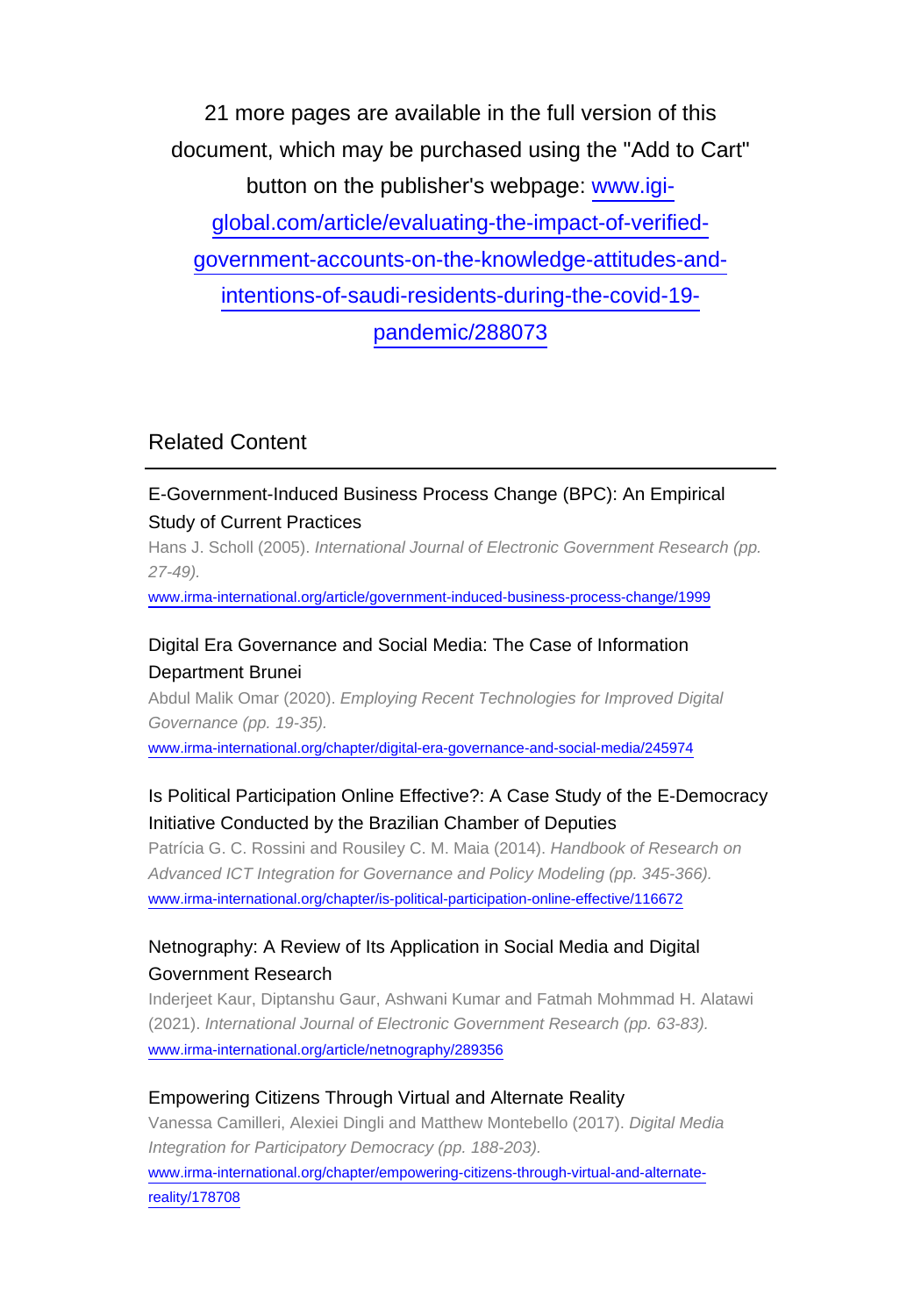21 more pages are available in the full version of this document, which may be purchased using the "Add to Cart" button on the publisher's webpage: [www.igi-global.com/article/evaluating-the-impact-of-verified-government-accounts-on-the-knowledge-attitudes-and-intentions-of-saudi-residents-during-the-covid-19-pandemic/288073](www.igi-global.com/article/evaluating-the-impact-of-verified-government-accounts-on-the-knowledge-attitudes-and-intentions-of-saudi-residents-during-the-covid-19-pandemic/288073)

## Related Content

E-Government-Induced Business Process Change (BPC): An Empirical Study of Current Practices
Hans J. Scholl (2005). *International Journal of Electronic Government Research (pp. 27-49).*
[www.irma-international.org/article/government-induced-business-process-change/1999](www.irma-international.org/article/government-induced-business-process-change/1999)

Digital Era Governance and Social Media: The Case of Information Department Brunei
Abdul Malik Omar (2020). *Employing Recent Technologies for Improved Digital Governance (pp. 19-35).*
[www.irma-international.org/chapter/digital-era-governance-and-social-media/245974](www.irma-international.org/chapter/digital-era-governance-and-social-media/245974)

Is Political Participation Online Effective?: A Case Study of the E-Democracy Initiative Conducted by the Brazilian Chamber of Deputies
Patrícia G. C. Rossini and Rousiley C. M. Maia (2014). *Handbook of Research on Advanced ICT Integration for Governance and Policy Modeling (pp. 345-366).*
[www.irma-international.org/chapter/is-political-participation-online-effective/116672](www.irma-international.org/chapter/is-political-participation-online-effective/116672)

Netnography: A Review of Its Application in Social Media and Digital Government Research
Inderjeet Kaur, Diptanshu Gaur, Ashwani Kumar and Fatmah Mohmmad H. Alatawi (2021). *International Journal of Electronic Government Research (pp. 63-83).*
[www.irma-international.org/article/netnography/289356](www.irma-international.org/article/netnography/289356)

Empowering Citizens Through Virtual and Alternate Reality
Vanessa Camilleri, Alexiei Dingli and Matthew Montebello (2017). *Digital Media Integration for Participatory Democracy (pp. 188-203).*
[www.irma-international.org/chapter/empowering-citizens-through-virtual-and-alternate-reality/178708](www.irma-international.org/chapter/empowering-citizens-through-virtual-and-alternate-reality/178708)